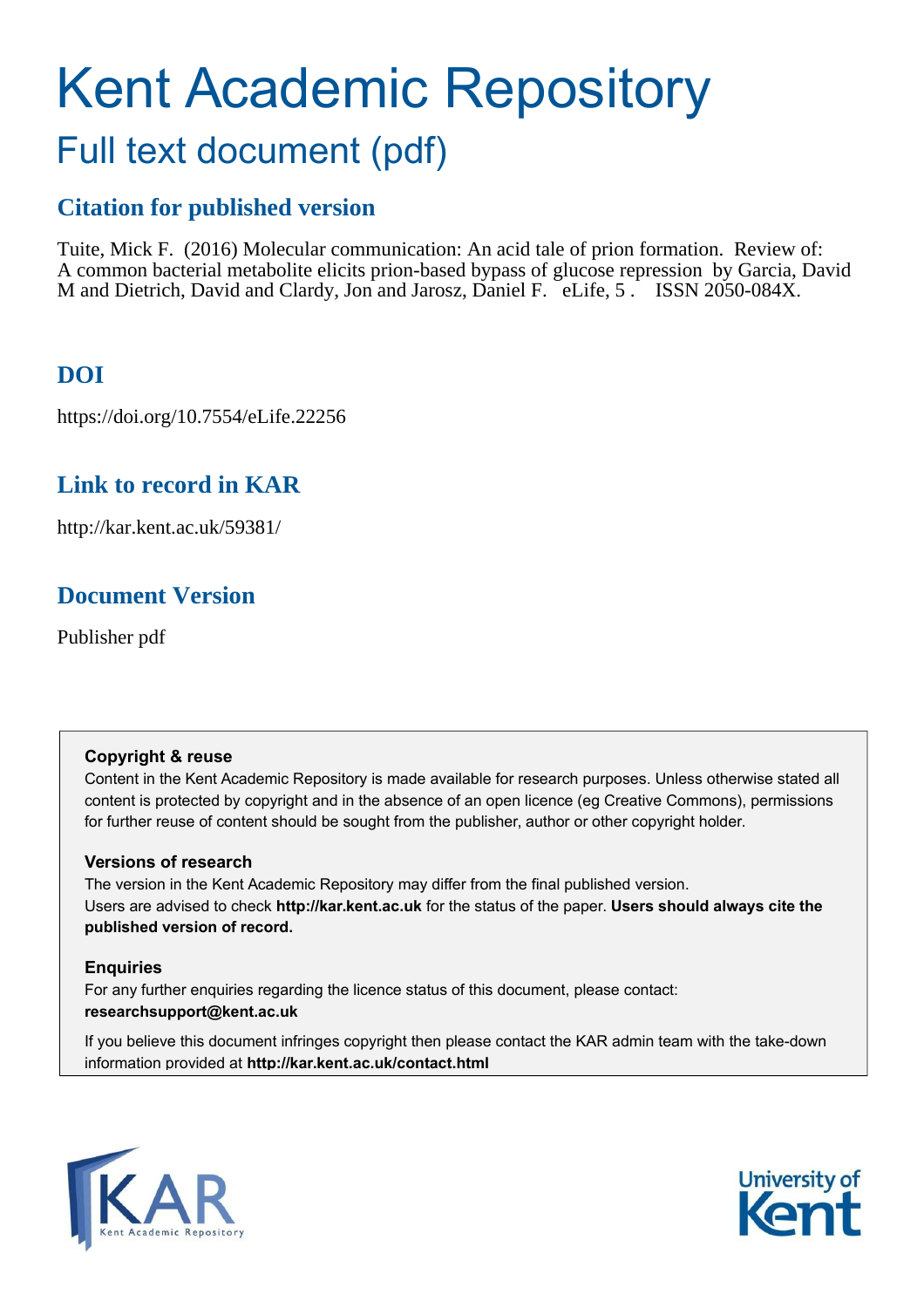# Kent Academic Repository

## Full text document (pdf)

## Citation for published version

Tuite, Mick F. (2016) Molecular communication: An acid tale of prion formation. Review of: A common bacterial metabolite elicits prion-based bypass of glucose repression by Garcia, David M and Dietrich, David and Clardy, Jon and Jarosz, Daniel F. eLife, 5 . ISSN 2050-084X.

## DOI

https://doi.org/10.7554/eLife.22256

## Link to record in KAR

http://kar.kent.ac.uk/59381/

## Document Version

Publisher pdf

**Copyright & reuse**

Content in the Kent Academic Repository is made available for research purposes. Unless otherwise stated all content is protected by copyright and in the absence of an open licence (eg Creative Commons), permissions for further reuse of content should be sought from the publisher, author or other copyright holder.

**Versions of research**

The version in the Kent Academic Repository may differ from the final published version. Users are advised to check **http://kar.kent.ac.uk** for the status of the paper. **Users should always cite the published version of record.**

**Enquiries**

For any further enquiries regarding the licence status of this document, please contact: **researchsupport@kent.ac.uk**

If you believe this document infringes copyright then please contact the KAR admin team with the take-down information provided at **http://kar.kent.ac.uk/contact.html**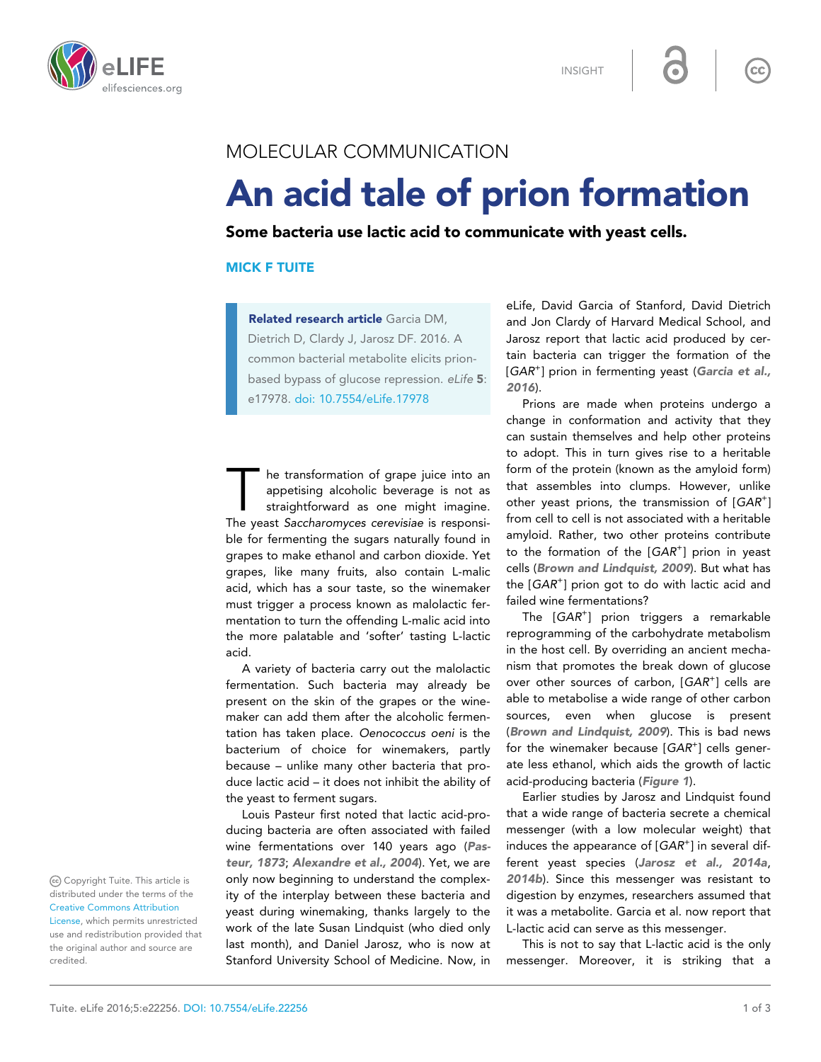MOLECULAR COMMUNICATION

# An acid tale of prion formation

**Some bacteria use lactic acid to communicate with yeast cells.**

**MICK F TUITE**

**Related research article** Garcia DM, Dietrich D, Clardy J, Jarosz DF. 2016. A common bacterial metabolite elicits prion-based bypass of glucose repression. *eLife* **5**: e17978. doi: 10.7554/eLife.17978

The transformation of grape juice into an appetising alcoholic beverage is not as straightforward as one might imagine. The yeast *Saccharomyces cerevisiae* is responsible for fermenting the sugars naturally found in grapes to make ethanol and carbon dioxide. Yet grapes, like many fruits, also contain L-malic acid, which has a sour taste, so the winemaker must trigger a process known as malolactic fermentation to turn the offending L-malic acid into the more palatable and 'softer' tasting L-lactic acid.

A variety of bacteria carry out the malolactic fermentation. Such bacteria may already be present on the skin of the grapes or the winemaker can add them after the alcoholic fermentation has taken place. *Oenococcus oeni* is the bacterium of choice for winemakers, partly because – unlike many other bacteria that produce lactic acid – it does not inhibit the ability of the yeast to ferment sugars.

Louis Pasteur first noted that lactic acid-producing bacteria are often associated with failed wine fermentations over 140 years ago (***Pasteur, 1873***; ***Alexandre et al., 2004***). Yet, we are only now beginning to understand the complexity of the interplay between these bacteria and yeast during winemaking, thanks largely to the work of the late Susan Lindquist (who died only last month), and Daniel Jarosz, who is now at Stanford University School of Medicine. Now, in eLife, David Garcia of Stanford, David Dietrich and Jon Clardy of Harvard Medical School, and Jarosz report that lactic acid produced by certain bacteria can trigger the formation of the [*GAR*$^+$] prion in fermenting yeast (***Garcia et al., 2016***).

Prions are made when proteins undergo a change in conformation and activity that they can sustain themselves and help other proteins to adopt. This in turn gives rise to a heritable form of the protein (known as the amyloid form) that assembles into clumps. However, unlike other yeast prions, the transmission of [*GAR*$^+$] from cell to cell is not associated with a heritable amyloid. Rather, two other proteins contribute to the formation of the [*GAR*$^+$] prion in yeast cells (***Brown and Lindquist, 2009***). But what has the [*GAR*$^+$] prion got to do with lactic acid and failed wine fermentations?

The [*GAR*$^+$] prion triggers a remarkable reprogramming of the carbohydrate metabolism in the host cell. By overriding an ancient mechanism that promotes the break down of glucose over other sources of carbon, [*GAR*$^+$] cells are able to metabolise a wide range of other carbon sources, even when glucose is present (***Brown and Lindquist, 2009***). This is bad news for the winemaker because [*GAR*$^+$] cells generate less ethanol, which aids the growth of lactic acid-producing bacteria (***Figure 1***).

Earlier studies by Jarosz and Lindquist found that a wide range of bacteria secrete a chemical messenger (with a low molecular weight) that induces the appearance of [*GAR*$^+$] in several different yeast species (***Jarosz et al., 2014a***, ***2014b***). Since this messenger was resistant to digestion by enzymes, researchers assumed that it was a metabolite. Garcia et al. now report that L-lactic acid can serve as this messenger.

This is not to say that L-lactic acid is the only messenger. Moreover, it is striking that a

Copyright Tuite. This article is distributed under the terms of the Creative Commons Attribution License, which permits unrestricted use and redistribution provided that the original author and source are credited.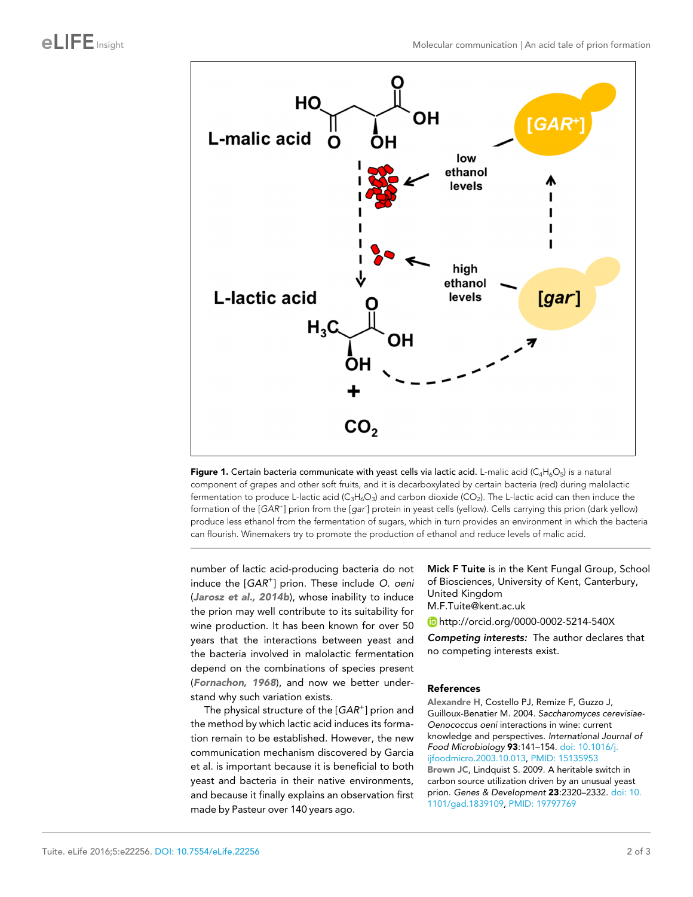**Figure 1. Certain bacteria communicate with yeast cells via lactic acid.** L-malic acid ($C_4H_6O_5$) is a natural component of grapes and other soft fruits, and it is decarboxylated by certain bacteria (red) during malolactic fermentation to produce L-lactic acid ($C_3H_6O_3$) and carbon dioxide ($CO_2$). The L-lactic acid can then induce the formation of the [$GAR^+$] prion from the [$gar^-$] protein in yeast cells (yellow). Cells carrying this prion (dark yellow) produce less ethanol from the fermentation of sugars, which in turn provides an environment in which the bacteria can flourish. Winemakers try to promote the production of ethanol and reduce levels of malic acid.

number of lactic acid-producing bacteria do not induce the [$GAR^+$] prion. These include *O. oeni* (**Jarosz et al., 2014b**), whose inability to induce the prion may well contribute to its suitability for wine production. It has been known for over 50 years that the interactions between yeast and the bacteria involved in malolactic fermentation depend on the combinations of species present (**Fornachon, 1968**), and now we better understand why such variation exists.

The physical structure of the [$GAR^+$] prion and the method by which lactic acid induces its formation remain to be established. However, the new communication mechanism discovered by Garcia et al. is important because it is beneficial to both yeast and bacteria in their native environments, and because it finally explains an observation first made by Pasteur over 140 years ago.

**Mick F Tuite** is in the Kent Fungal Group, School of Biosciences, University of Kent, Canterbury, United Kingdom
M.F.Tuite@kent.ac.uk

http://orcid.org/0000-0002-5214-540X

***Competing interests:*** The author declares that no competing interests exist.

## References

**Alexandre H**, Costello PJ, Remize F, Guzzo J, Guilloux-Benatier M. 2004. *Saccharomyces cerevisiae-Oenococcus oeni* interactions in wine: current knowledge and perspectives. *International Journal of Food Microbiology* **93**:141–154. doi: 10.1016/j.ijfoodmicro.2003.10.013, PMID: 15135953

**Brown JC**, Lindquist S. 2009. A heritable switch in carbon source utilization driven by an unusual yeast prion. *Genes & Development* **23**:2320–2332. doi: 10.1101/gad.1839109, PMID: 19797769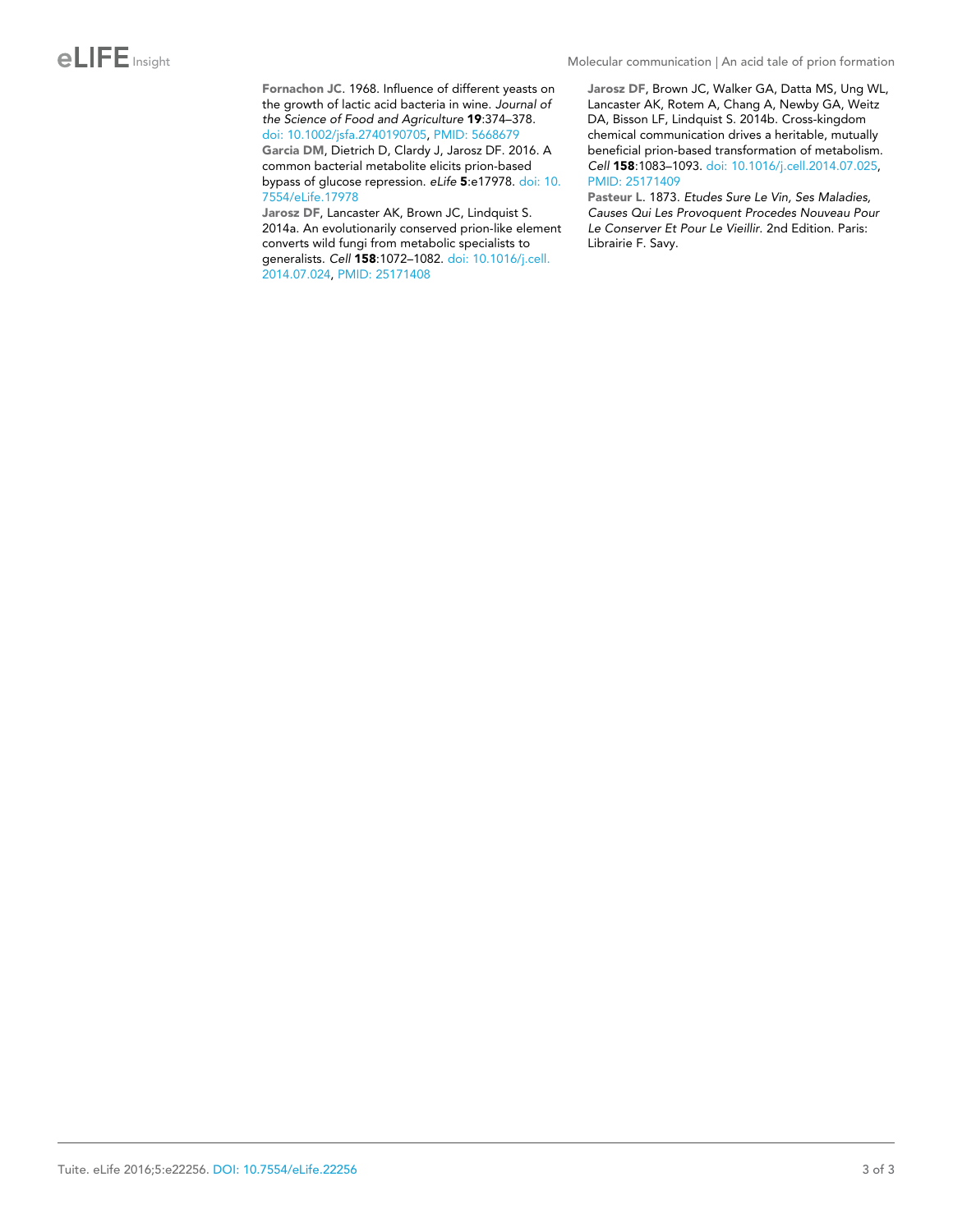**Fornachon JC**. 1968. Influence of different yeasts on the growth of lactic acid bacteria in wine. *Journal of the Science of Food and Agriculture* **19**:374–378. doi: 10.1002/jsfa.2740190705, PMID: 5668679

**Garcia DM**, Dietrich D, Clardy J, Jarosz DF. 2016. A common bacterial metabolite elicits prion-based bypass of glucose repression. *eLife* **5**:e17978. doi: 10.7554/eLife.17978

**Jarosz DF**, Lancaster AK, Brown JC, Lindquist S. 2014a. An evolutionarily conserved prion-like element converts wild fungi from metabolic specialists to generalists. *Cell* **158**:1072–1082. doi: 10.1016/j.cell.2014.07.024, PMID: 25171408

**Jarosz DF**, Brown JC, Walker GA, Datta MS, Ung WL, Lancaster AK, Rotem A, Chang A, Newby GA, Weitz DA, Bisson LF, Lindquist S. 2014b. Cross-kingdom chemical communication drives a heritable, mutually beneficial prion-based transformation of metabolism. *Cell* **158**:1083–1093. doi: 10.1016/j.cell.2014.07.025, PMID: 25171409

**Pasteur L**. 1873. *Etudes Sure Le Vin, Ses Maladies, Causes Qui Les Provoquent Procedes Nouveau Pour Le Conserver Et Pour Le Vieillir.* 2nd Edition. Paris: Librairie F. Savy.